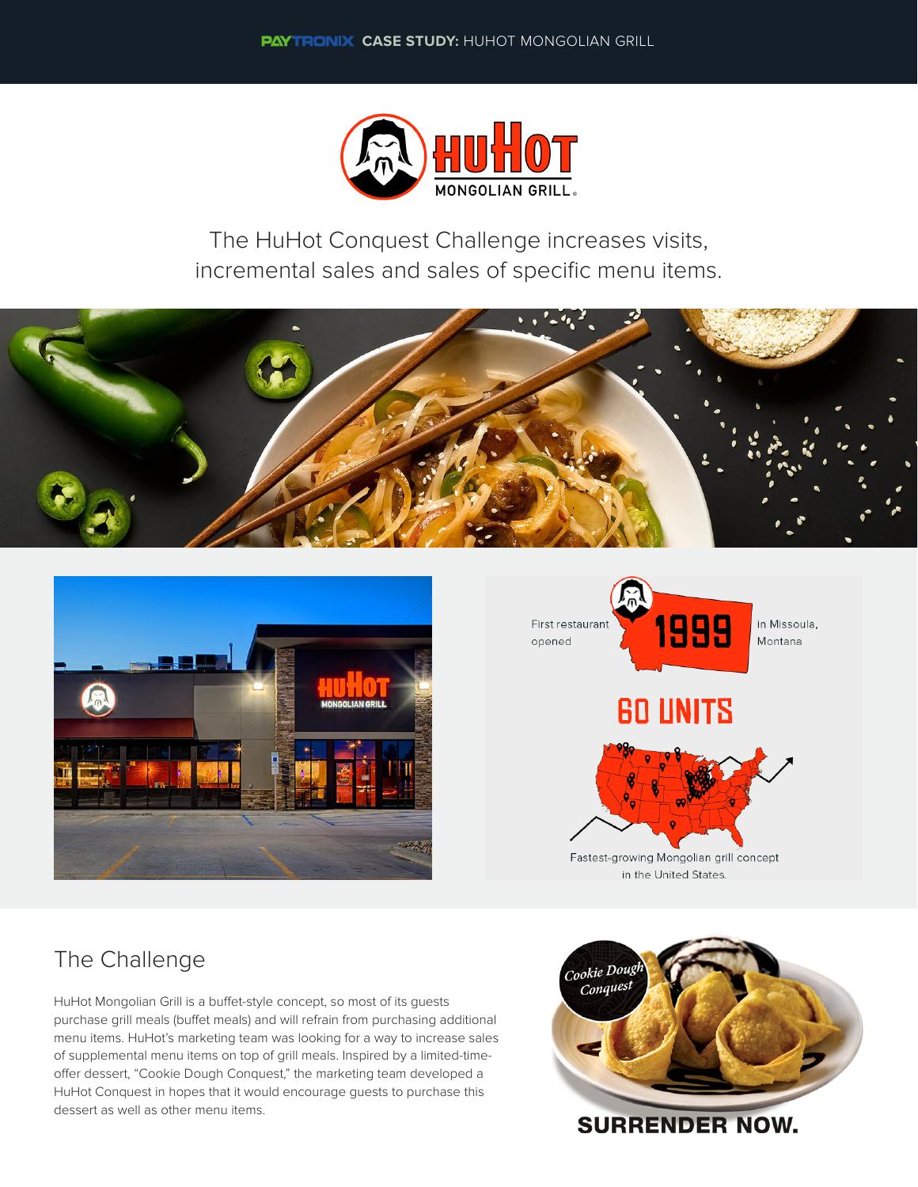PAYTRONIX **CASE STUDY:** HUHOT MONGOLIAN GRILL

HUHOT MONGOLIAN GRILL

# The HuHot Conquest Challenge increases visits, incremental sales and sales of specific menu items.

First restaurant opened 1999 in Missoula, Montana

60 UNITS

Fastest-growing Mongolian grill concept in the United States.

## The Challenge

HuHot Mongolian Grill is a buffet-style concept, so most of its guests purchase grill meals (buffet meals) and will refrain from purchasing additional menu items. HuHot's marketing team was looking for a way to increase sales of supplemental menu items on top of grill meals. Inspired by a limited-time-offer dessert, "Cookie Dough Conquest," the marketing team developed a HuHot Conquest in hopes that it would encourage guests to purchase this dessert as well as other menu items.

Cookie Dough Conquest

**SURRENDER NOW.**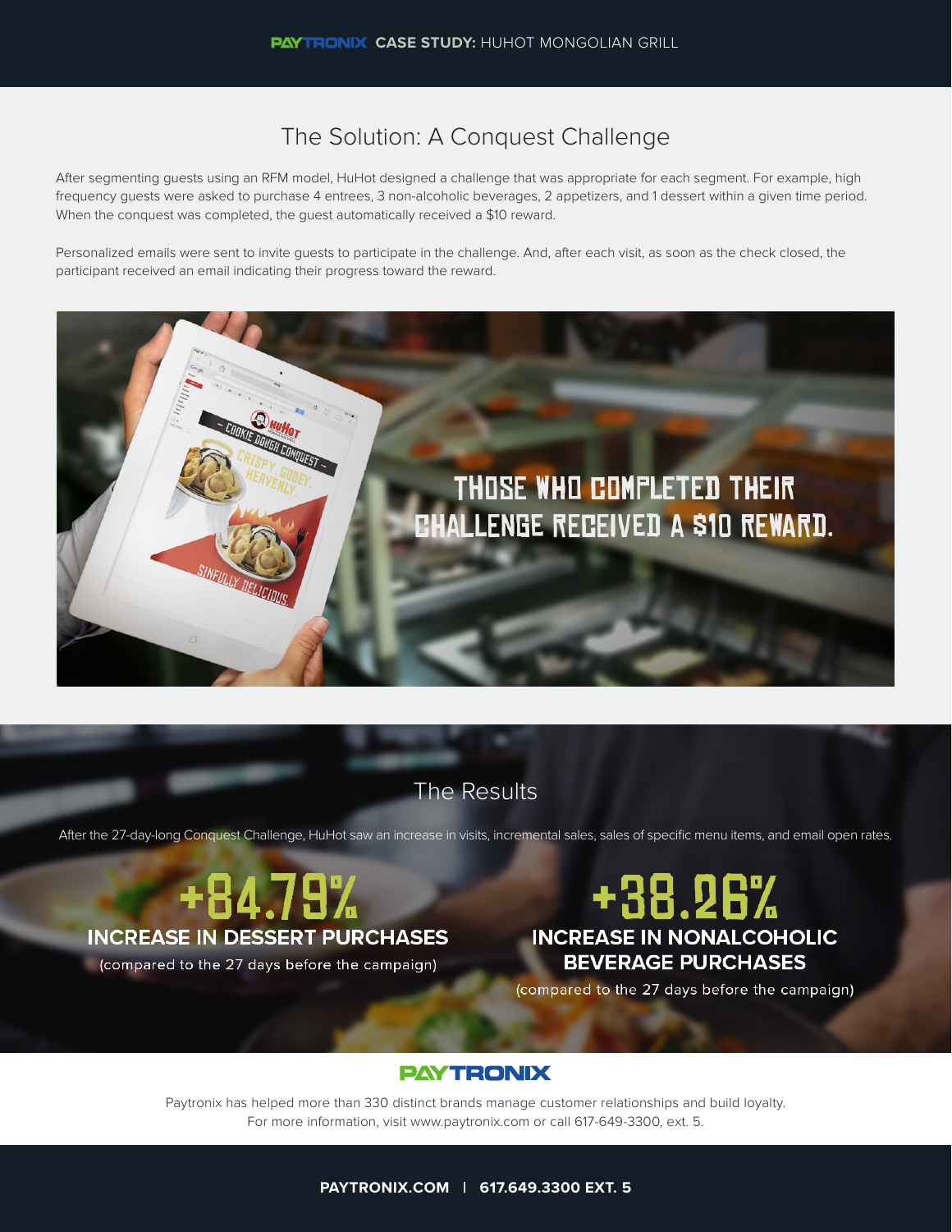## The Solution: A Conquest Challenge

After segmenting guests using an RFM model, HuHot designed a challenge that was appropriate for each segment. For example, high frequency guests were asked to purchase 4 entrees, 3 non-alcoholic beverages, 2 appetizers, and 1 dessert within a given time period. When the conquest was completed, the guest automatically received a $10 reward.

Personalized emails were sent to invite guests to participate in the challenge. And, after each visit, as soon as the check closed, the participant received an email indicating their progress toward the reward.

THOSE WHO COMPLETED THEIR CHALLENGE RECEIVED A $10 REWARD.

## The Results

After the 27-day-long Conquest Challenge, HuHot saw an increase in visits, incremental sales, sales of specific menu items, and email open rates.

**+84.79%**

**INCREASE IN DESSERT PURCHASES**

(compared to the 27 days before the campaign)

**+38.26%**

**INCREASE IN NONALCOHOLIC BEVERAGE PURCHASES**

(compared to the 27 days before the campaign)

**PAYTRONIX**

Paytronix has helped more than 330 distinct brands manage customer relationships and build loyalty.
For more information, visit www.paytronix.com or call 617-649-3300, ext. 5.

**PAYTRONIX.COM | 617.649.3300 EXT. 5**